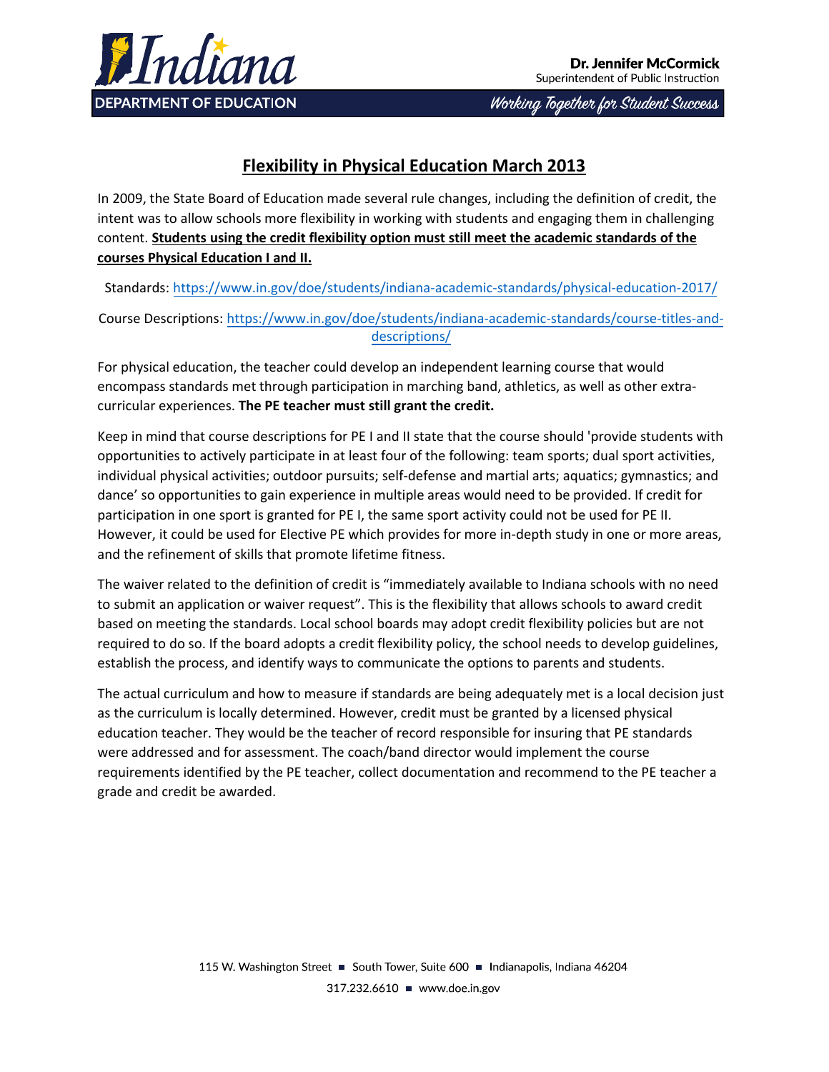# Flexibility in Physical Education March 2013

In 2009, the State Board of Education made several rule changes, including the definition of credit, the intent was to allow schools more flexibility in working with students and engaging them in challenging content. **Students using the credit flexibility option must still meet the academic standards of the courses Physical Education I and II.**

Standards: https://www.in.gov/doe/students/indiana-academic-standards/physical-education-2017/

Course Descriptions: https://www.in.gov/doe/students/indiana-academic-standards/course-titles-and-descriptions/

For physical education, the teacher could develop an independent learning course that would encompass standards met through participation in marching band, athletics, as well as other extra-curricular experiences. **The PE teacher must still grant the credit.**

Keep in mind that course descriptions for PE I and II state that the course should 'provide students with opportunities to actively participate in at least four of the following: team sports; dual sport activities, individual physical activities; outdoor pursuits; self-defense and martial arts; aquatics; gymnastics; and dance' so opportunities to gain experience in multiple areas would need to be provided. If credit for participation in one sport is granted for PE I, the same sport activity could not be used for PE II. However, it could be used for Elective PE which provides for more in-depth study in one or more areas, and the refinement of skills that promote lifetime fitness.

The waiver related to the definition of credit is "immediately available to Indiana schools with no need to submit an application or waiver request". This is the flexibility that allows schools to award credit based on meeting the standards. Local school boards may adopt credit flexibility policies but are not required to do so. If the board adopts a credit flexibility policy, the school needs to develop guidelines, establish the process, and identify ways to communicate the options to parents and students.

The actual curriculum and how to measure if standards are being adequately met is a local decision just as the curriculum is locally determined. However, credit must be granted by a licensed physical education teacher. They would be the teacher of record responsible for insuring that PE standards were addressed and for assessment. The coach/band director would implement the course requirements identified by the PE teacher, collect documentation and recommend to the PE teacher a grade and credit be awarded.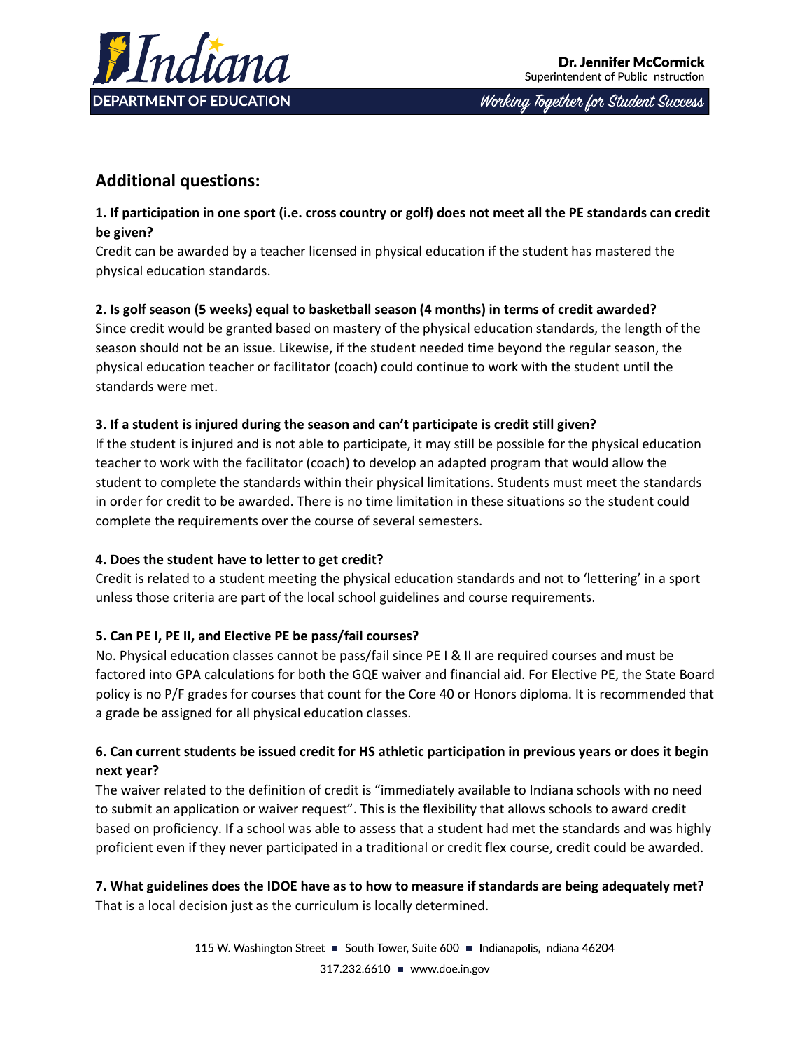## Additional questions:

**1. If participation in one sport (i.e. cross country or golf) does not meet all the PE standards can credit be given?**

Credit can be awarded by a teacher licensed in physical education if the student has mastered the physical education standards.

**2. Is golf season (5 weeks) equal to basketball season (4 months) in terms of credit awarded?**

Since credit would be granted based on mastery of the physical education standards, the length of the season should not be an issue. Likewise, if the student needed time beyond the regular season, the physical education teacher or facilitator (coach) could continue to work with the student until the standards were met.

**3. If a student is injured during the season and can't participate is credit still given?**

If the student is injured and is not able to participate, it may still be possible for the physical education teacher to work with the facilitator (coach) to develop an adapted program that would allow the student to complete the standards within their physical limitations. Students must meet the standards in order for credit to be awarded. There is no time limitation in these situations so the student could complete the requirements over the course of several semesters.

**4. Does the student have to letter to get credit?**

Credit is related to a student meeting the physical education standards and not to 'lettering' in a sport unless those criteria are part of the local school guidelines and course requirements.

**5. Can PE I, PE II, and Elective PE be pass/fail courses?**

No. Physical education classes cannot be pass/fail since PE I & II are required courses and must be factored into GPA calculations for both the GQE waiver and financial aid. For Elective PE, the State Board policy is no P/F grades for courses that count for the Core 40 or Honors diploma. It is recommended that a grade be assigned for all physical education classes.

**6. Can current students be issued credit for HS athletic participation in previous years or does it begin next year?**

The waiver related to the definition of credit is "immediately available to Indiana schools with no need to submit an application or waiver request". This is the flexibility that allows schools to award credit based on proficiency. If a school was able to assess that a student had met the standards and was highly proficient even if they never participated in a traditional or credit flex course, credit could be awarded.

**7. What guidelines does the IDOE have as to how to measure if standards are being adequately met?**

That is a local decision just as the curriculum is locally determined.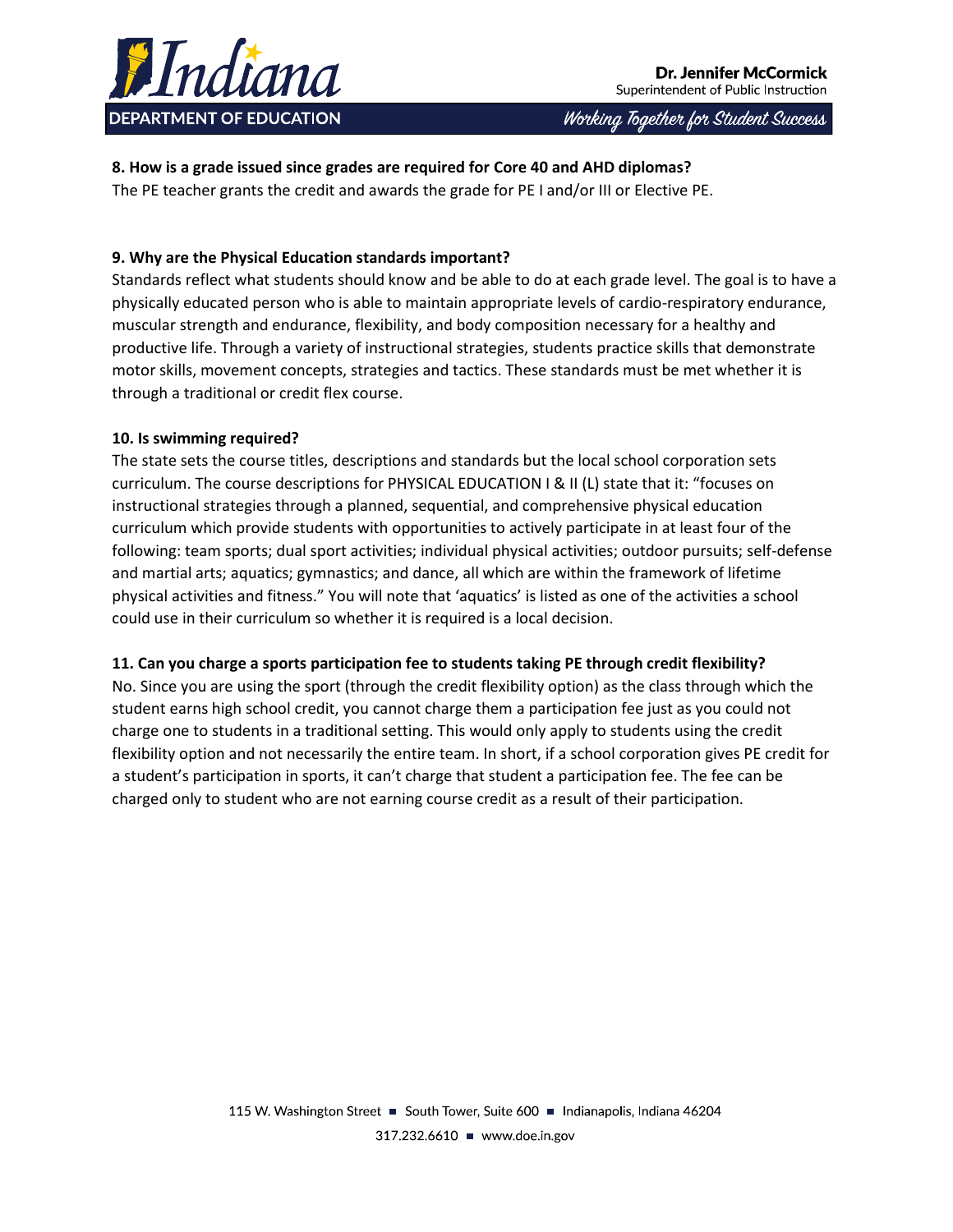**8. How is a grade issued since grades are required for Core 40 and AHD diplomas?**

The PE teacher grants the credit and awards the grade for PE I and/or III or Elective PE.

**9. Why are the Physical Education standards important?**

Standards reflect what students should know and be able to do at each grade level. The goal is to have a physically educated person who is able to maintain appropriate levels of cardio-respiratory endurance, muscular strength and endurance, flexibility, and body composition necessary for a healthy and productive life. Through a variety of instructional strategies, students practice skills that demonstrate motor skills, movement concepts, strategies and tactics. These standards must be met whether it is through a traditional or credit flex course.

**10. Is swimming required?**

The state sets the course titles, descriptions and standards but the local school corporation sets curriculum. The course descriptions for PHYSICAL EDUCATION I & II (L) state that it: "focuses on instructional strategies through a planned, sequential, and comprehensive physical education curriculum which provide students with opportunities to actively participate in at least four of the following: team sports; dual sport activities; individual physical activities; outdoor pursuits; self-defense and martial arts; aquatics; gymnastics; and dance, all which are within the framework of lifetime physical activities and fitness." You will note that 'aquatics' is listed as one of the activities a school could use in their curriculum so whether it is required is a local decision.

**11. Can you charge a sports participation fee to students taking PE through credit flexibility?**

No. Since you are using the sport (through the credit flexibility option) as the class through which the student earns high school credit, you cannot charge them a participation fee just as you could not charge one to students in a traditional setting. This would only apply to students using the credit flexibility option and not necessarily the entire team. In short, if a school corporation gives PE credit for a student's participation in sports, it can't charge that student a participation fee. The fee can be charged only to student who are not earning course credit as a result of their participation.